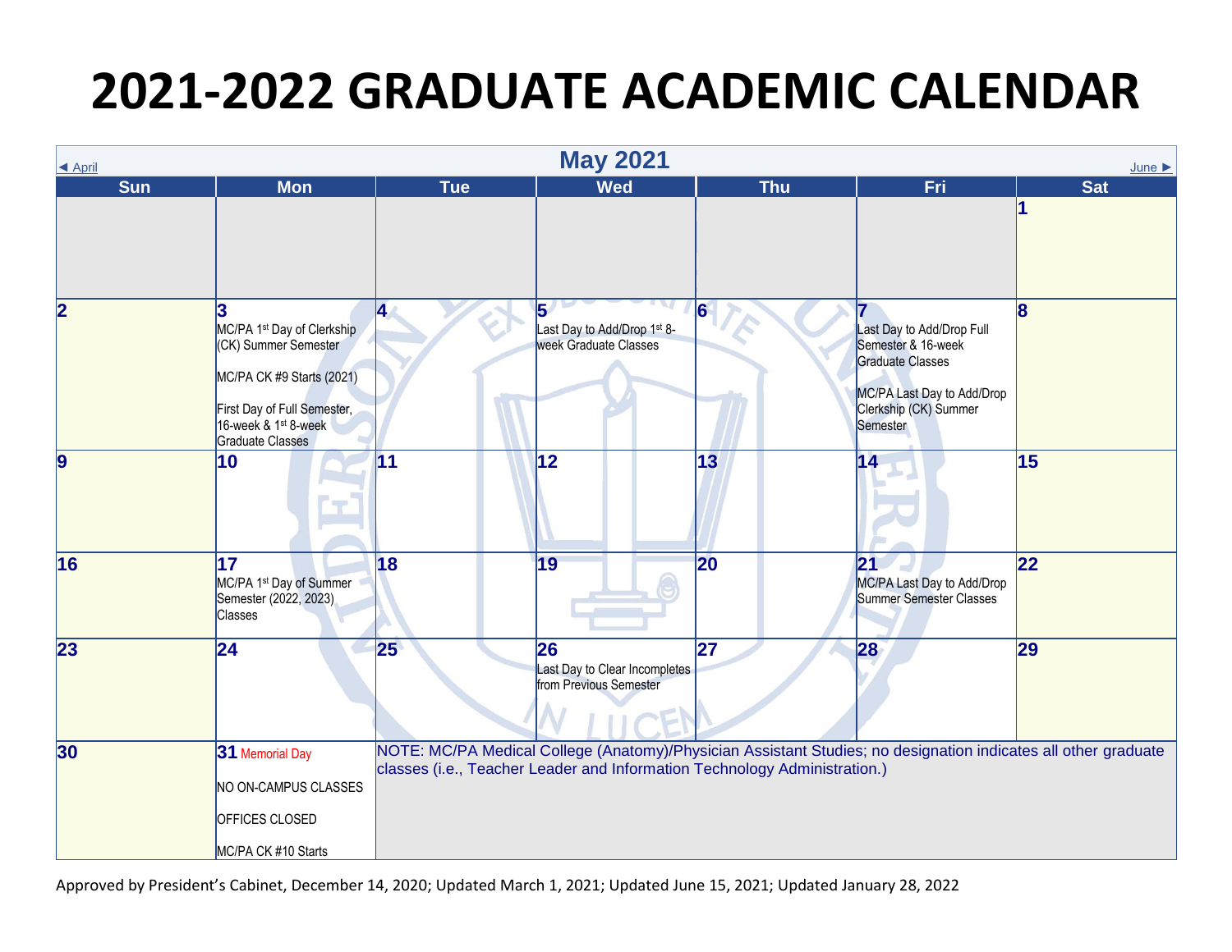# 2021-2022 GRADUATE ACADEMIC CALENDAR

◄ April | **May 2021** | June ►

| Sun | Mon | Tue | Wed | Thu | Fri | Sat |
|---|---|---|---|---|---|---|
| | | | | | | 1 |
| 2 | 3<br>MC/PA 1st Day of Clerkship (CK) Summer Semester<br><br>MC/PA CK #9 Starts (2021)<br><br>First Day of Full Semester, 16-week & 1st 8-week Graduate Classes | 4 | 5<br>Last Day to Add/Drop 1st 8-week Graduate Classes | 6 | 7<br>Last Day to Add/Drop Full Semester & 16-week Graduate Classes<br><br>MC/PA Last Day to Add/Drop Clerkship (CK) Summer Semester | 8 |
| 9 | 10 | 11 | 12 | 13 | 14 | 15 |
| 16 | 17<br>MC/PA 1st Day of Summer Semester (2022, 2023) Classes | 18 | 19 | 20 | 21<br>MC/PA Last Day to Add/Drop Summer Semester Classes | 22 |
| 23 | 24 | 25 | 26<br>Last Day to Clear Incompletes from Previous Semester | 27 | 28 | 29 |
| 30 | 31 Memorial Day<br><br>NO ON-CAMPUS CLASSES<br><br>OFFICES CLOSED<br><br>MC/PA CK #10 Starts | NOTE: MC/PA Medical College (Anatomy)/Physician Assistant Studies; no designation indicates all other graduate classes (i.e., Teacher Leader and Information Technology Administration.) | | | | |

Approved by President's Cabinet, December 14, 2020; Updated March 1, 2021; Updated June 15, 2021; Updated January 28, 2022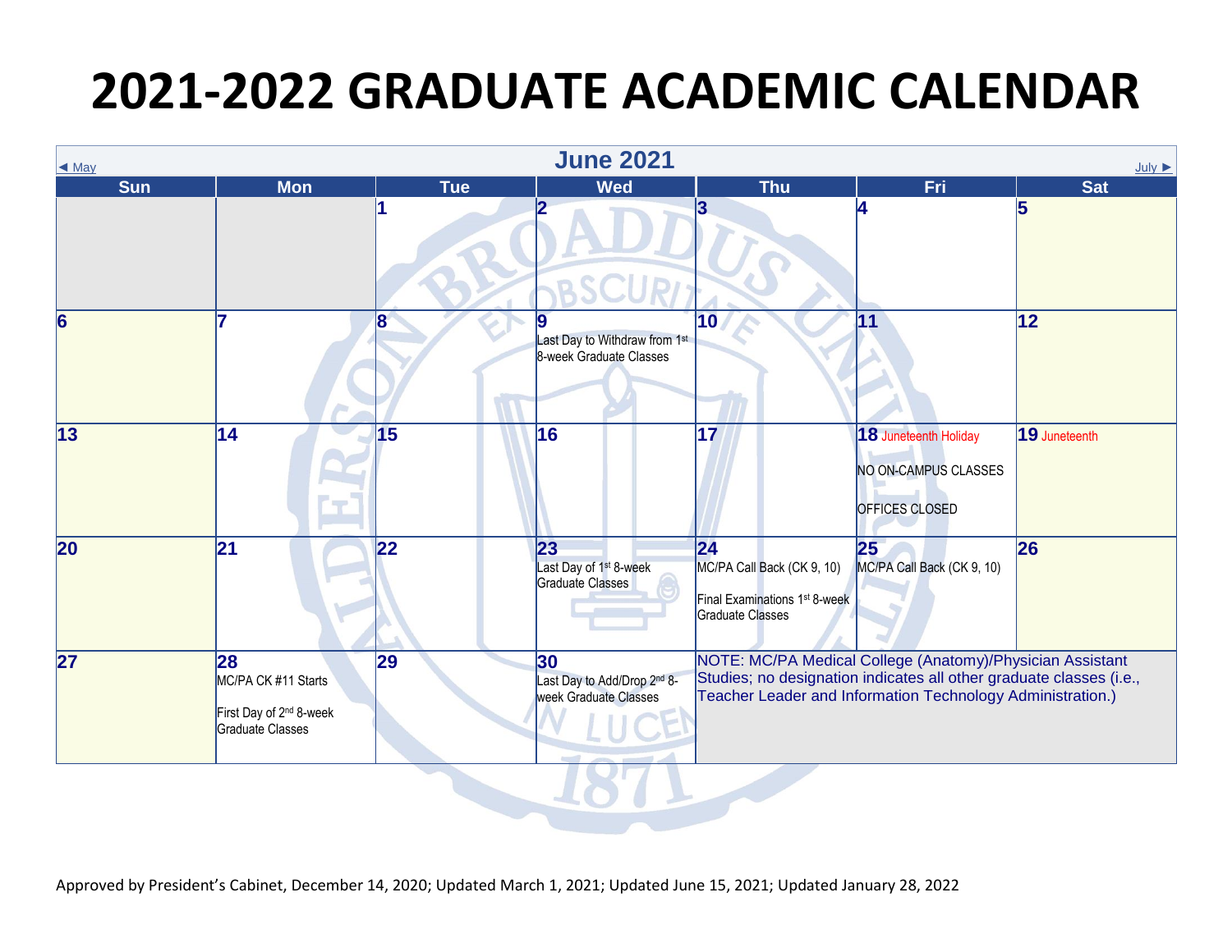# 2021-2022 GRADUATE ACADEMIC CALENDAR

◄ May | **June 2021** | July ►

| Sun | Mon | Tue | Wed | Thu | Fri | Sat |
|---|---|---|---|---|---|---|
| | | **1** | **2** | **3** | **4** | **5** |
| **6** | **7** | **8** | **9** Last Day to Withdraw from 1st 8-week Graduate Classes | **10** | **11** | **12** |
| **13** | **14** | **15** | **16** | **17** | **18** Juneteenth Holiday NO ON-CAMPUS CLASSES OFFICES CLOSED | **19** Juneteenth |
| **20** | **21** | **22** | **23** Last Day of 1st 8-week Graduate Classes | **24** MC/PA Call Back (CK 9, 10) Final Examinations 1st 8-week Graduate Classes | **25** MC/PA Call Back (CK 9, 10) | **26** |
| **27** | **28** MC/PA CK #11 Starts First Day of 2nd 8-week Graduate Classes | **29** | **30** Last Day to Add/Drop 2nd 8-week Graduate Classes | NOTE: MC/PA Medical College (Anatomy)/Physician Assistant Studies; no designation indicates all other graduate classes (i.e., Teacher Leader and Information Technology Administration.) | | |

Approved by President's Cabinet, December 14, 2020; Updated March 1, 2021; Updated June 15, 2021; Updated January 28, 2022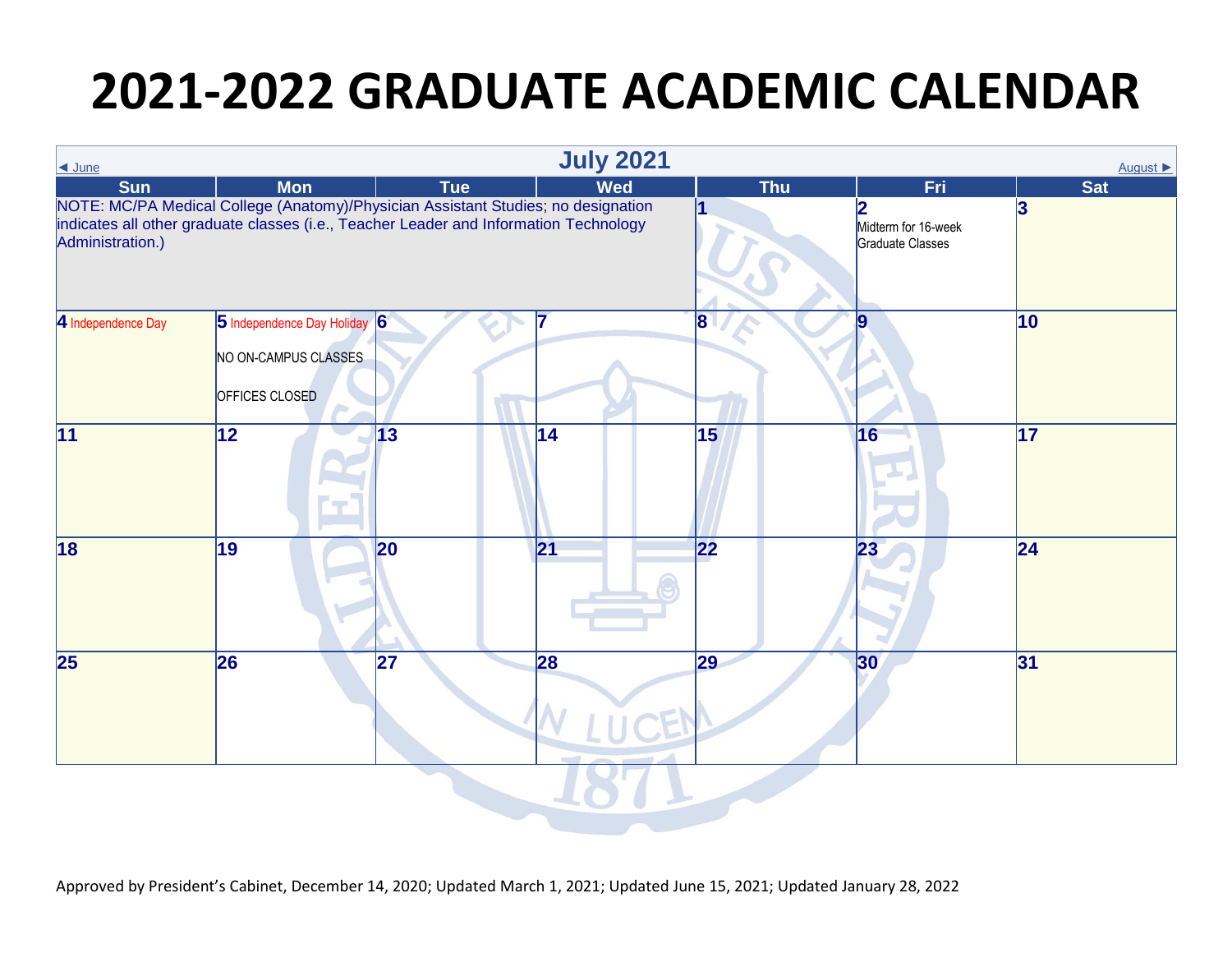# 2021-2022 GRADUATE ACADEMIC CALENDAR

## July 2021

◄ June | August ►

| Sun | Mon | Tue | Wed | Thu | Fri | Sat |
|---|---|---|---|---|---|---|
| NOTE: MC/PA Medical College (Anatomy)/Physician Assistant Studies; no designation indicates all other graduate classes (i.e., Teacher Leader and Information Technology Administration.) | | | | **1** | **2** Midterm for 16-week Graduate Classes | **3** |
| **4** Independence Day | **5** Independence Day Holiday NO ON-CAMPUS CLASSES OFFICES CLOSED | **6** | **7** | **8** | **9** | **10** |
| **11** | **12** | **13** | **14** | **15** | **16** | **17** |
| **18** | **19** | **20** | **21** | **22** | **23** | **24** |
| **25** | **26** | **27** | **28** | **29** | **30** | **31** |

Approved by President's Cabinet, December 14, 2020; Updated March 1, 2021; Updated June 15, 2021; Updated January 28, 2022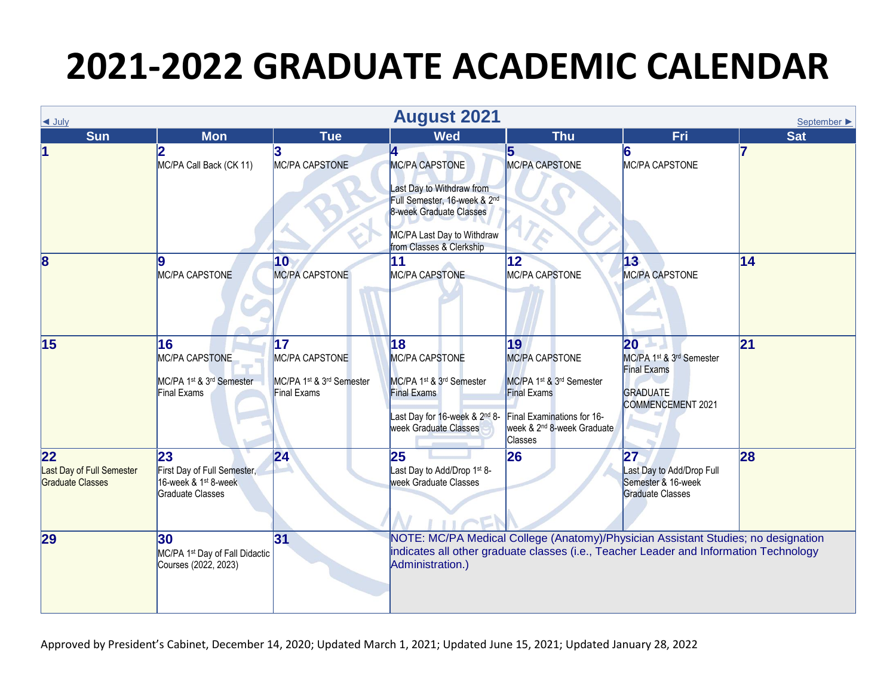# 2021-2022 GRADUATE ACADEMIC CALENDAR

## August 2021

◄ July | September ►

| Sun | Mon | Tue | Wed | Thu | Fri | Sat |
|---|---|---|---|---|---|---|
| **1** | **2** MC/PA Call Back (CK 11) | **3** MC/PA CAPSTONE | **4** MC/PA CAPSTONE<br><br>Last Day to Withdraw from Full Semester, 16-week & 2nd 8-week Graduate Classes<br><br>MC/PA Last Day to Withdraw from Classes & Clerkship | **5** MC/PA CAPSTONE | **6** MC/PA CAPSTONE | **7** |
| **8** | **9** MC/PA CAPSTONE | **10** MC/PA CAPSTONE | **11** MC/PA CAPSTONE | **12** MC/PA CAPSTONE | **13** MC/PA CAPSTONE | **14** |
| **15** | **16** MC/PA CAPSTONE<br><br>MC/PA 1st & 3rd Semester Final Exams | **17** MC/PA CAPSTONE<br><br>MC/PA 1st & 3rd Semester Final Exams | **18** MC/PA CAPSTONE<br><br>MC/PA 1st & 3rd Semester Final Exams<br><br>Last Day for 16-week & 2nd 8-week Graduate Classes | **19** MC/PA CAPSTONE<br><br>MC/PA 1st & 3rd Semester Final Exams<br><br>Final Examinations for 16-week & 2nd 8-week Graduate Classes | **20** MC/PA 1st & 3rd Semester Final Exams<br><br>GRADUATE COMMENCEMENT 2021 | **21** |
| **22** Last Day of Full Semester Graduate Classes | **23** First Day of Full Semester, 16-week & 1st 8-week Graduate Classes | **24** | **25** Last Day to Add/Drop 1st 8-week Graduate Classes | **26** | **27** Last Day to Add/Drop Full Semester & 16-week Graduate Classes | **28** |
| **29** | **30** MC/PA 1st Day of Fall Didactic Courses (2022, 2023) | **31** | NOTE: MC/PA Medical College (Anatomy)/Physician Assistant Studies; no designation indicates all other graduate classes (i.e., Teacher Leader and Information Technology Administration.) | | | |

Approved by President's Cabinet, December 14, 2020; Updated March 1, 2021; Updated June 15, 2021; Updated January 28, 2022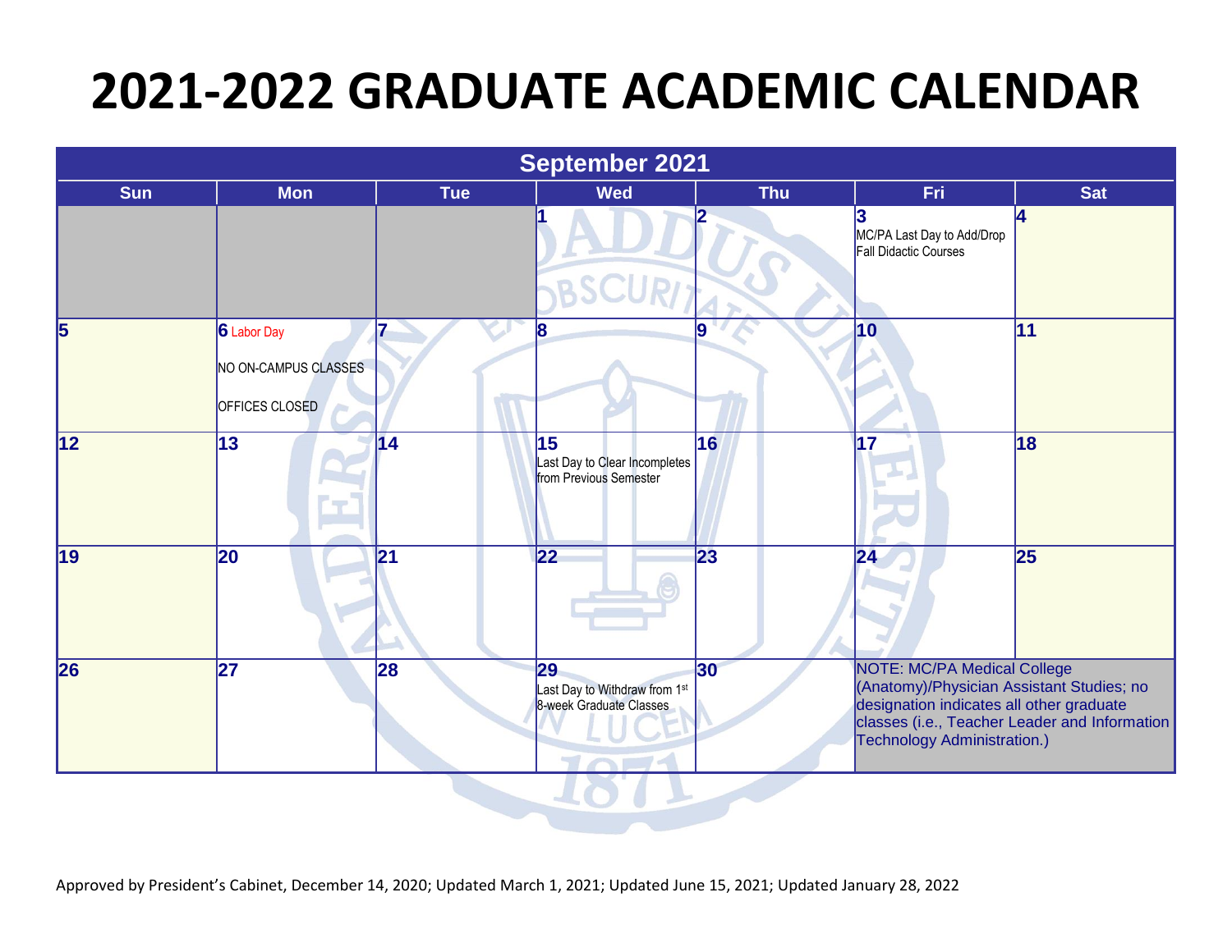# 2021-2022 GRADUATE ACADEMIC CALENDAR

| September 2021 | | | | | | |
|---|---|---|---|---|---|---|
| **Sun** | **Mon** | **Tue** | **Wed** | **Thu** | **Fri** | **Sat** |
| | | | 1 | 2 | 3 MC/PA Last Day to Add/Drop Fall Didactic Courses | 4 |
| 5 | 6 Labor Day<br>NO ON-CAMPUS CLASSES<br>OFFICES CLOSED | 7 | 8 | 9 | 10 | 11 |
| 12 | 13 | 14 | 15 Last Day to Clear Incompletes from Previous Semester | 16 | 17 | 18 |
| 19 | 20 | 21 | 22 | 23 | 24 | 25 |
| 26 | 27 | 28 | 29 Last Day to Withdraw from 1st 8-week Graduate Classes | 30 | NOTE: MC/PA Medical College (Anatomy)/Physician Assistant Studies; no designation indicates all other graduate classes (i.e., Teacher Leader and Information Technology Administration.) | |

Approved by President's Cabinet, December 14, 2020; Updated March 1, 2021; Updated June 15, 2021; Updated January 28, 2022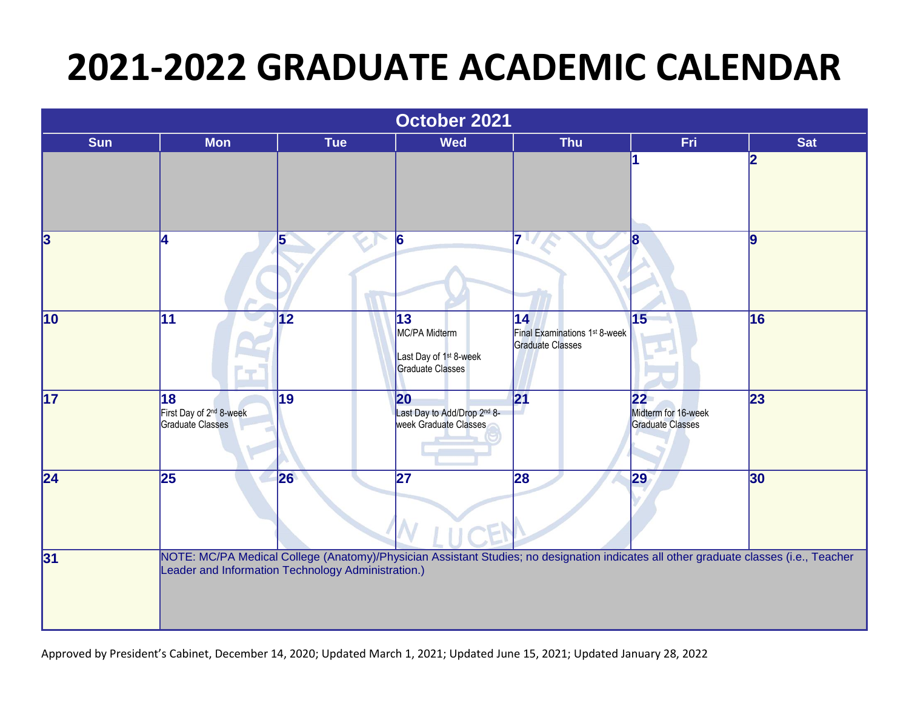# 2021-2022 GRADUATE ACADEMIC CALENDAR

| October 2021 | | | | | | |
|---|---|---|---|---|---|---|
| **Sun** | **Mon** | **Tue** | **Wed** | **Thu** | **Fri** | **Sat** |
| | | | | | 1 | 2 |
| 3 | 4 | 5 | 6 | 7 | 8 | 9 |
| 10 | 11 | 12 | 13 MC/PA Midterm<br><br>Last Day of 1st 8-week Graduate Classes | 14 Final Examinations 1st 8-week Graduate Classes | 15 | 16 |
| 17 | 18 First Day of 2nd 8-week Graduate Classes | 19 | 20 Last Day to Add/Drop 2nd 8-week Graduate Classes | 21 | 22 Midterm for 16-week Graduate Classes | 23 |
| 24 | 25 | 26 | 27 | 28 | 29 | 30 |
| 31 | NOTE: MC/PA Medical College (Anatomy)/Physician Assistant Studies; no designation indicates all other graduate classes (i.e., Teacher Leader and Information Technology Administration.) | | | | | |

Approved by President's Cabinet, December 14, 2020; Updated March 1, 2021; Updated June 15, 2021; Updated January 28, 2022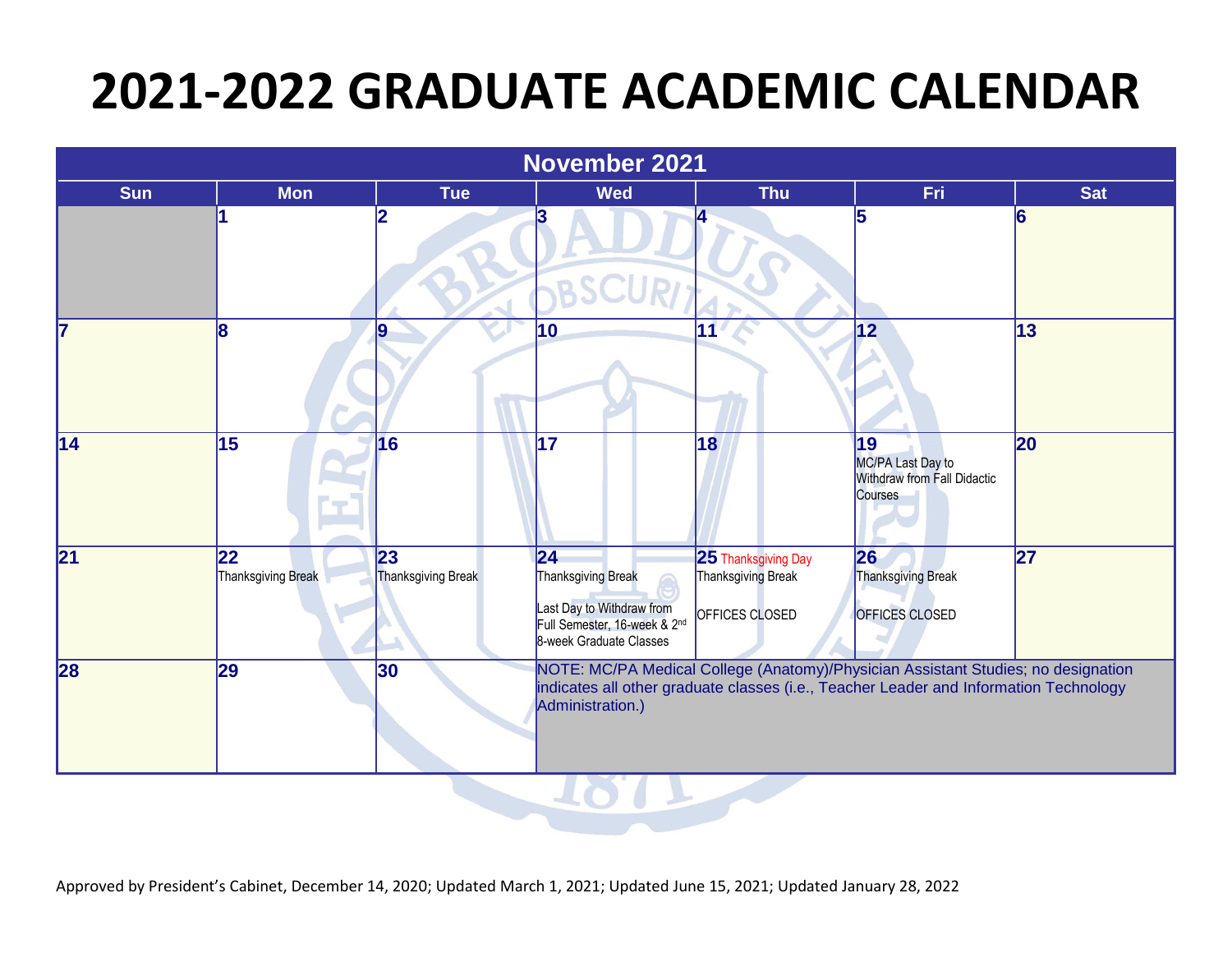# 2021-2022 GRADUATE ACADEMIC CALENDAR

| November 2021 | | | | | | |
|---|---|---|---|---|---|---|
| **Sun** | **Mon** | **Tue** | **Wed** | **Thu** | **Fri** | **Sat** |
| | 1 | 2 | 3 | 4 | 5 | 6 |
| 7 | 8 | 9 | 10 | 11 | 12 | 13 |
| 14 | 15 | 16 | 17 | 18 | 19 MC/PA Last Day to Withdraw from Fall Didactic Courses | 20 |
| 21 | 22 Thanksgiving Break | 23 Thanksgiving Break | 24 Thanksgiving Break<br><br>Last Day to Withdraw from Full Semester, 16-week & 2nd 8-week Graduate Classes | 25 Thanksgiving Day<br>Thanksgiving Break<br><br>OFFICES CLOSED | 26 Thanksgiving Break<br><br>OFFICES CLOSED | 27 |
| 28 | 29 | 30 | NOTE: MC/PA Medical College (Anatomy)/Physician Assistant Studies; no designation indicates all other graduate classes (i.e., Teacher Leader and Information Technology Administration.) | | | |

Approved by President's Cabinet, December 14, 2020; Updated March 1, 2021; Updated June 15, 2021; Updated January 28, 2022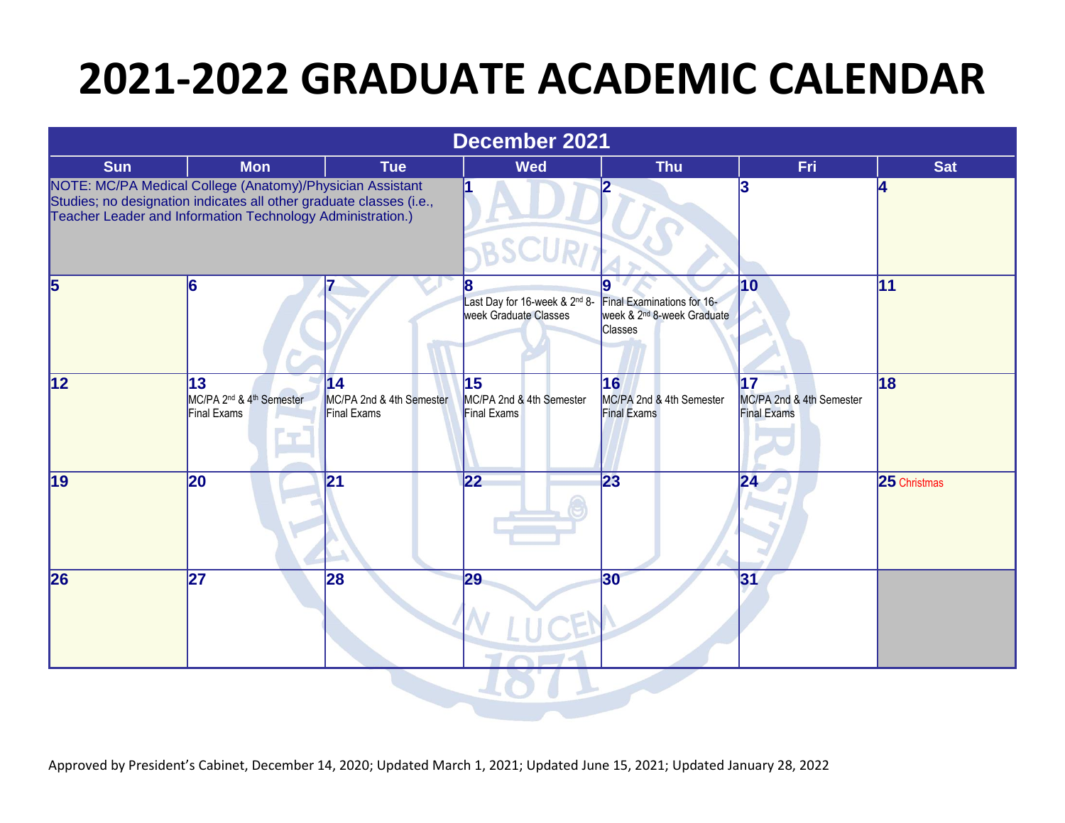# 2021-2022 GRADUATE ACADEMIC CALENDAR

| December 2021 | | | | | | |
|---|---|---|---|---|---|---|
| **Sun** | **Mon** | **Tue** | **Wed** | **Thu** | **Fri** | **Sat** |
| NOTE: MC/PA Medical College (Anatomy)/Physician Assistant Studies; no designation indicates all other graduate classes (i.e., Teacher Leader and Information Technology Administration.) | | | **1** | **2** | **3** | **4** |
| **5** | **6** | **7** | **8** Last Day for 16-week & 2nd 8-week Graduate Classes | **9** Final Examinations for 16-week & 2nd 8-week Graduate Classes | **10** | **11** |
| **12** | **13** MC/PA 2nd & 4th Semester Final Exams | **14** MC/PA 2nd & 4th Semester Final Exams | **15** MC/PA 2nd & 4th Semester Final Exams | **16** MC/PA 2nd & 4th Semester Final Exams | **17** MC/PA 2nd & 4th Semester Final Exams | **18** |
| **19** | **20** | **21** | **22** | **23** | **24** | **25** Christmas |
| **26** | **27** | **28** | **29** | **30** | **31** | |

Approved by President's Cabinet, December 14, 2020; Updated March 1, 2021; Updated June 15, 2021; Updated January 28, 2022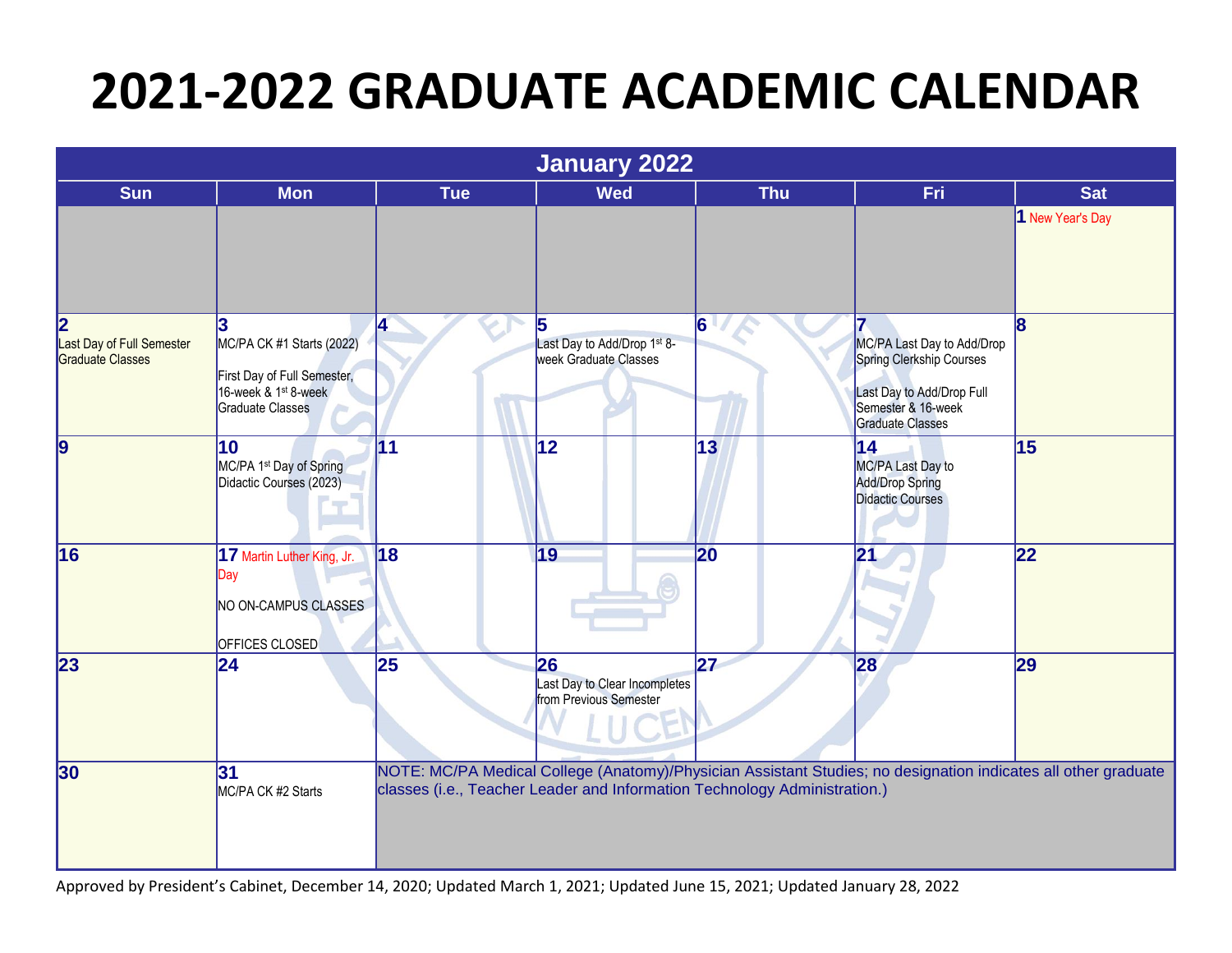# 2021-2022 GRADUATE ACADEMIC CALENDAR

| January 2022 | | | | | | |
|---|---|---|---|---|---|---|
| **Sun** | **Mon** | **Tue** | **Wed** | **Thu** | **Fri** | **Sat** |
| | | | | | | **1** New Year's Day |
| **2** Last Day of Full Semester Graduate Classes | **3** MC/PA CK #1 Starts (2022)<br><br>First Day of Full Semester, 16-week & 1st 8-week Graduate Classes | **4** | **5** Last Day to Add/Drop 1st 8-week Graduate Classes | **6** | **7** MC/PA Last Day to Add/Drop Spring Clerkship Courses<br><br>Last Day to Add/Drop Full Semester & 16-week Graduate Classes | **8** |
| **9** | **10** MC/PA 1st Day of Spring Didactic Courses (2023) | **11** | **12** | **13** | **14** MC/PA Last Day to Add/Drop Spring Didactic Courses | **15** |
| **16** | **17** Martin Luther King, Jr. Day<br><br>NO ON-CAMPUS CLASSES<br><br>OFFICES CLOSED | **18** | **19** | **20** | **21** | **22** |
| **23** | **24** | **25** | **26** Last Day to Clear Incompletes from Previous Semester | **27** | **28** | **29** |
| **30** | **31** MC/PA CK #2 Starts | NOTE: MC/PA Medical College (Anatomy)/Physician Assistant Studies; no designation indicates all other graduate classes (i.e., Teacher Leader and Information Technology Administration.) | | | | |

Approved by President's Cabinet, December 14, 2020; Updated March 1, 2021; Updated June 15, 2021; Updated January 28, 2022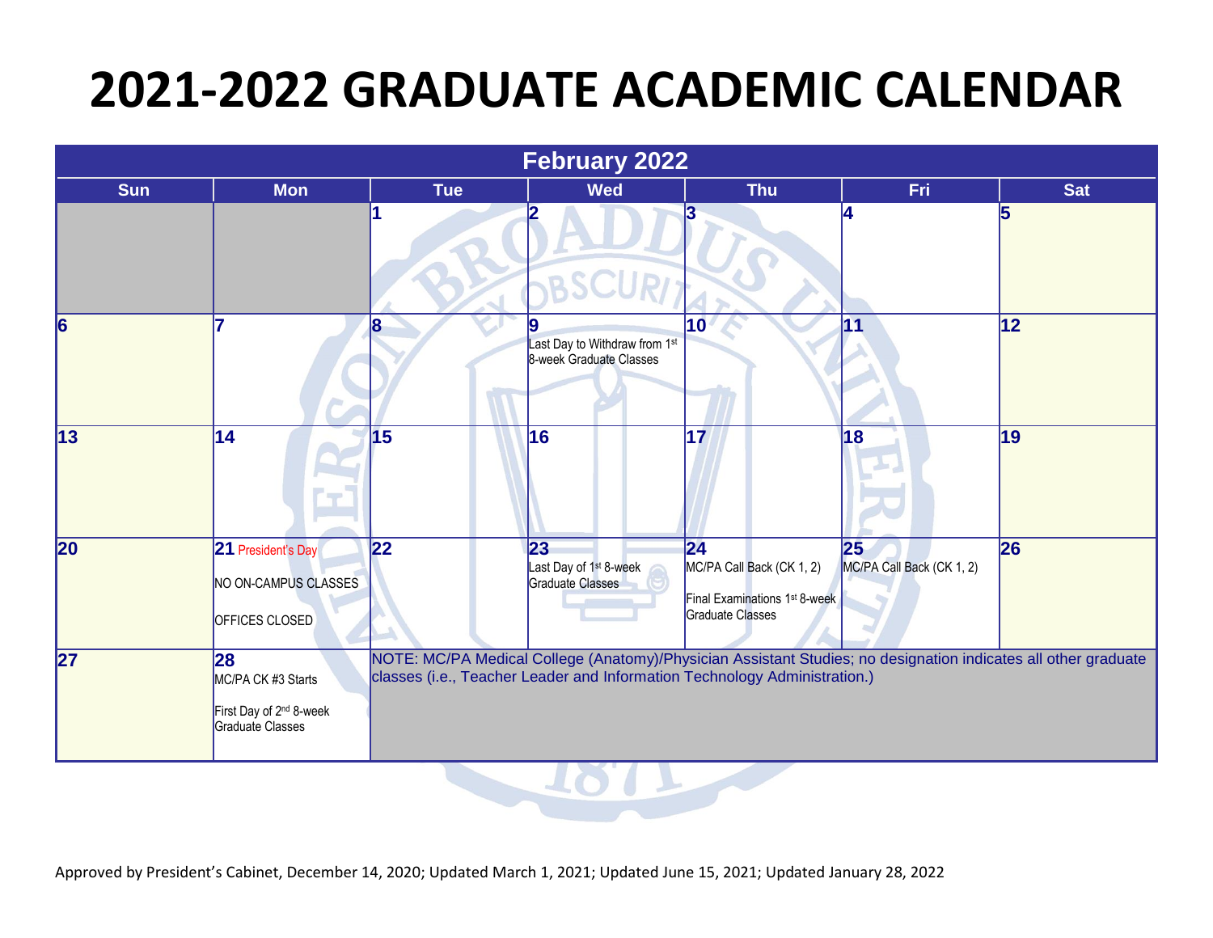# 2021-2022 GRADUATE ACADEMIC CALENDAR

| February 2022 | | | | | | |
|---|---|---|---|---|---|---|
| **Sun** | **Mon** | **Tue** | **Wed** | **Thu** | **Fri** | **Sat** |
| | | 1 | 2 | 3 | 4 | 5 |
| 6 | 7 | 8 | 9 Last Day to Withdraw from 1st 8-week Graduate Classes | 10 | 11 | 12 |
| 13 | 14 | 15 | 16 | 17 | 18 | 19 |
| 20 | 21 President's Day NO ON-CAMPUS CLASSES OFFICES CLOSED | 22 | 23 Last Day of 1st 8-week Graduate Classes | 24 MC/PA Call Back (CK 1, 2) Final Examinations 1st 8-week Graduate Classes | 25 MC/PA Call Back (CK 1, 2) | 26 |
| 27 | 28 MC/PA CK #3 Starts First Day of 2nd 8-week Graduate Classes | NOTE: MC/PA Medical College (Anatomy)/Physician Assistant Studies; no designation indicates all other graduate classes (i.e., Teacher Leader and Information Technology Administration.) | | | | |

Approved by President's Cabinet, December 14, 2020; Updated March 1, 2021; Updated June 15, 2021; Updated January 28, 2022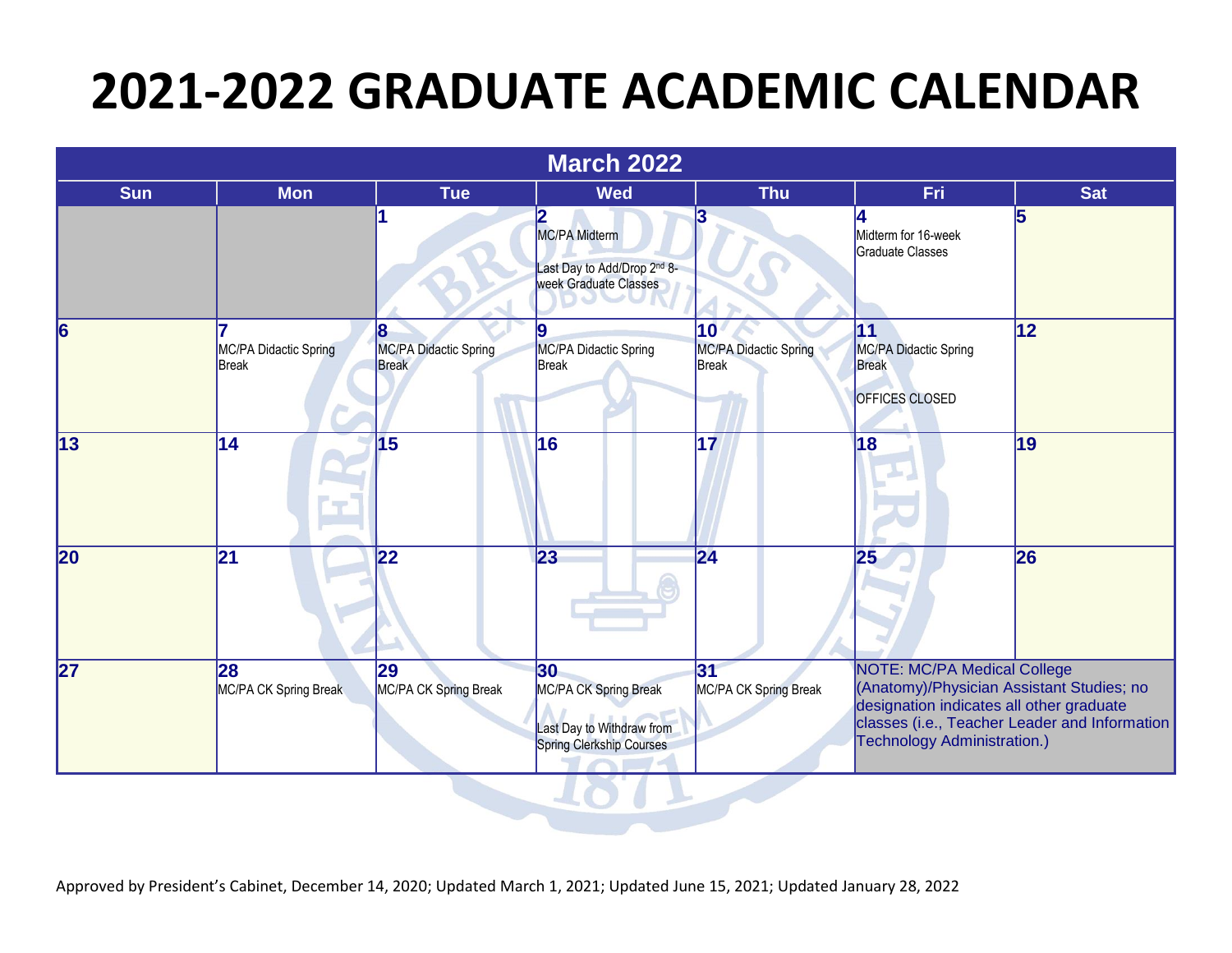# 2021-2022 GRADUATE ACADEMIC CALENDAR

| March 2022 | | | | | | |
|---|---|---|---|---|---|---|
| **Sun** | **Mon** | **Tue** | **Wed** | **Thu** | **Fri** | **Sat** |
| | | **1** | **2** MC/PA Midterm<br><br>Last Day to Add/Drop 2nd 8-week Graduate Classes | **3** | **4** Midterm for 16-week Graduate Classes | **5** |
| **6** | **7** MC/PA Didactic Spring Break | **8** MC/PA Didactic Spring Break | **9** MC/PA Didactic Spring Break | **10** MC/PA Didactic Spring Break | **11** MC/PA Didactic Spring Break<br><br>OFFICES CLOSED | **12** |
| **13** | **14** | **15** | **16** | **17** | **18** | **19** |
| **20** | **21** | **22** | **23** | **24** | **25** | **26** |
| **27** | **28** MC/PA CK Spring Break | **29** MC/PA CK Spring Break | **30** MC/PA CK Spring Break<br><br>Last Day to Withdraw from Spring Clerkship Courses | **31** MC/PA CK Spring Break | NOTE: MC/PA Medical College (Anatomy)/Physician Assistant Studies; no designation indicates all other graduate classes (i.e., Teacher Leader and Information Technology Administration.) | |

Approved by President's Cabinet, December 14, 2020; Updated March 1, 2021; Updated June 15, 2021; Updated January 28, 2022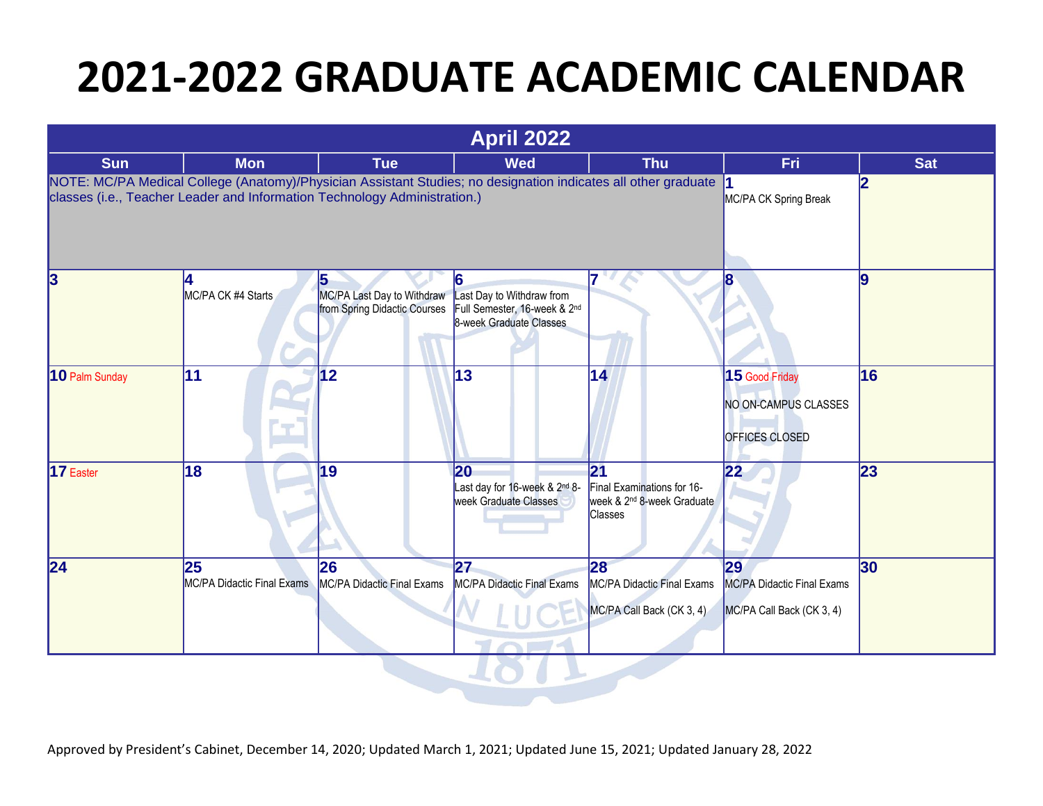# 2021-2022 GRADUATE ACADEMIC CALENDAR

## April 2022

| Sun | Mon | Tue | Wed | Thu | Fri | Sat |
|---|---|---|---|---|---|---|
| NOTE: MC/PA Medical College (Anatomy)/Physician Assistant Studies; no designation indicates all other graduate classes (i.e., Teacher Leader and Information Technology Administration.) | | | | | **1** MC/PA CK Spring Break | **2** |
| **3** | **4** MC/PA CK #4 Starts | **5** MC/PA Last Day to Withdraw from Spring Didactic Courses | **6** Last Day to Withdraw from Full Semester, 16-week & 2nd 8-week Graduate Classes | **7** | **8** | **9** |
| **10** Palm Sunday | **11** | **12** | **13** | **14** | **15** Good Friday NO ON-CAMPUS CLASSES OFFICES CLOSED | **16** |
| **17** Easter | **18** | **19** | **20** Last day for 16-week & 2nd 8-week Graduate Classes | **21** Final Examinations for 16-week & 2nd 8-week Graduate Classes | **22** | **23** |
| **24** | **25** MC/PA Didactic Final Exams | **26** MC/PA Didactic Final Exams | **27** MC/PA Didactic Final Exams | **28** MC/PA Didactic Final Exams MC/PA Call Back (CK 3, 4) | **29** MC/PA Didactic Final Exams MC/PA Call Back (CK 3, 4) | **30** |

Approved by President's Cabinet, December 14, 2020; Updated March 1, 2021; Updated June 15, 2021; Updated January 28, 2022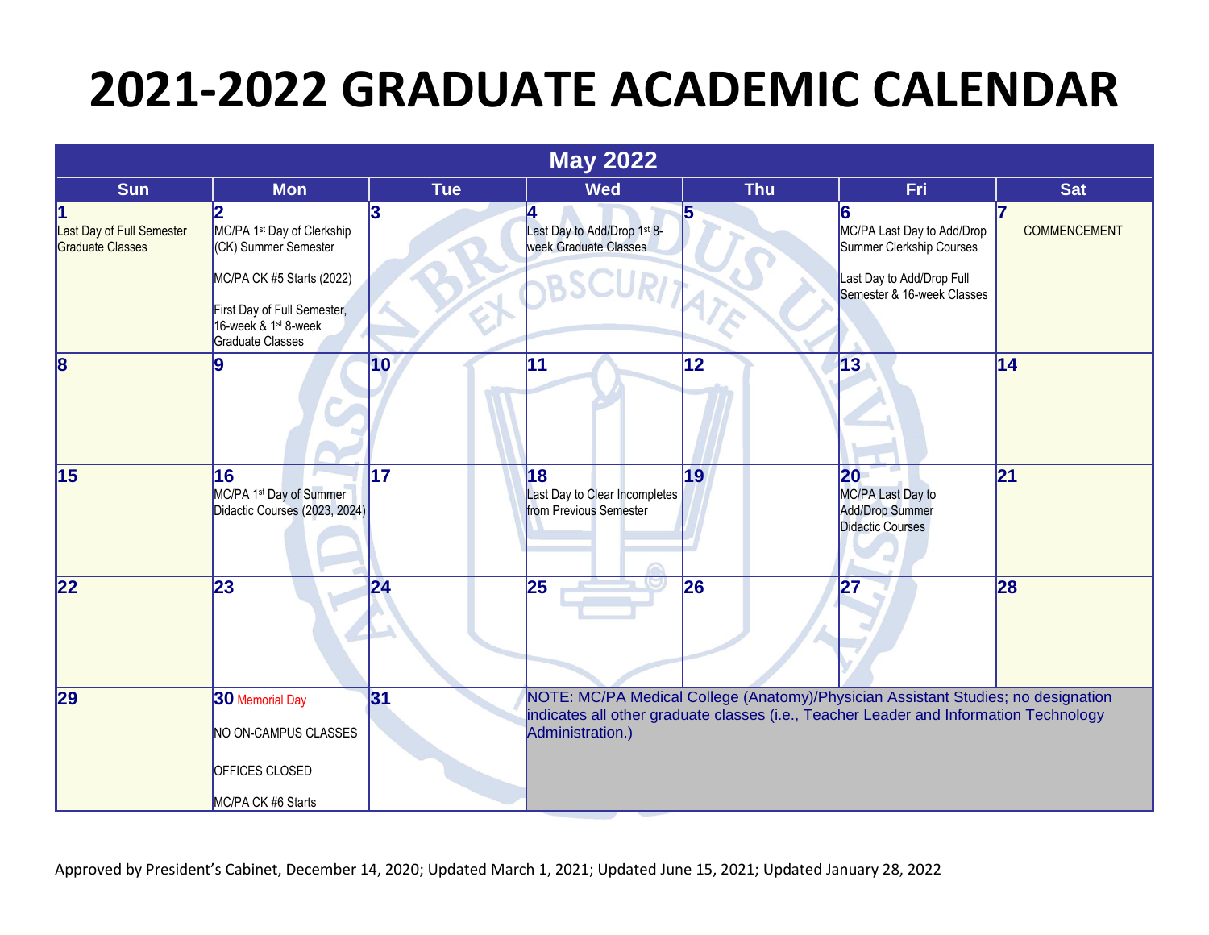# 2021-2022 GRADUATE ACADEMIC CALENDAR

| May 2022 | | | | | | |
|---|---|---|---|---|---|---|
| **Sun** | **Mon** | **Tue** | **Wed** | **Thu** | **Fri** | **Sat** |
| **1** Last Day of Full Semester Graduate Classes | **2** MC/PA 1st Day of Clerkship (CK) Summer Semester<br><br>MC/PA CK #5 Starts (2022)<br><br>First Day of Full Semester, 16-week & 1st 8-week Graduate Classes | **3** | **4** Last Day to Add/Drop 1st 8-week Graduate Classes | **5** | **6** MC/PA Last Day to Add/Drop Summer Clerkship Courses<br><br>Last Day to Add/Drop Full Semester & 16-week Classes | **7** COMMENCEMENT |
| **8** | **9** | **10** | **11** | **12** | **13** | **14** |
| **15** | **16** MC/PA 1st Day of Summer Didactic Courses (2023, 2024) | **17** | **18** Last Day to Clear Incompletes from Previous Semester | **19** | **20** MC/PA Last Day to Add/Drop Summer Didactic Courses | **21** |
| **22** | **23** | **24** | **25** | **26** | **27** | **28** |
| **29** | **30** Memorial Day<br><br>NO ON-CAMPUS CLASSES<br><br>OFFICES CLOSED<br><br>MC/PA CK #6 Starts | **31** | NOTE: MC/PA Medical College (Anatomy)/Physician Assistant Studies; no designation indicates all other graduate classes (i.e., Teacher Leader and Information Technology Administration.) | | | |

Approved by President's Cabinet, December 14, 2020; Updated March 1, 2021; Updated June 15, 2021; Updated January 28, 2022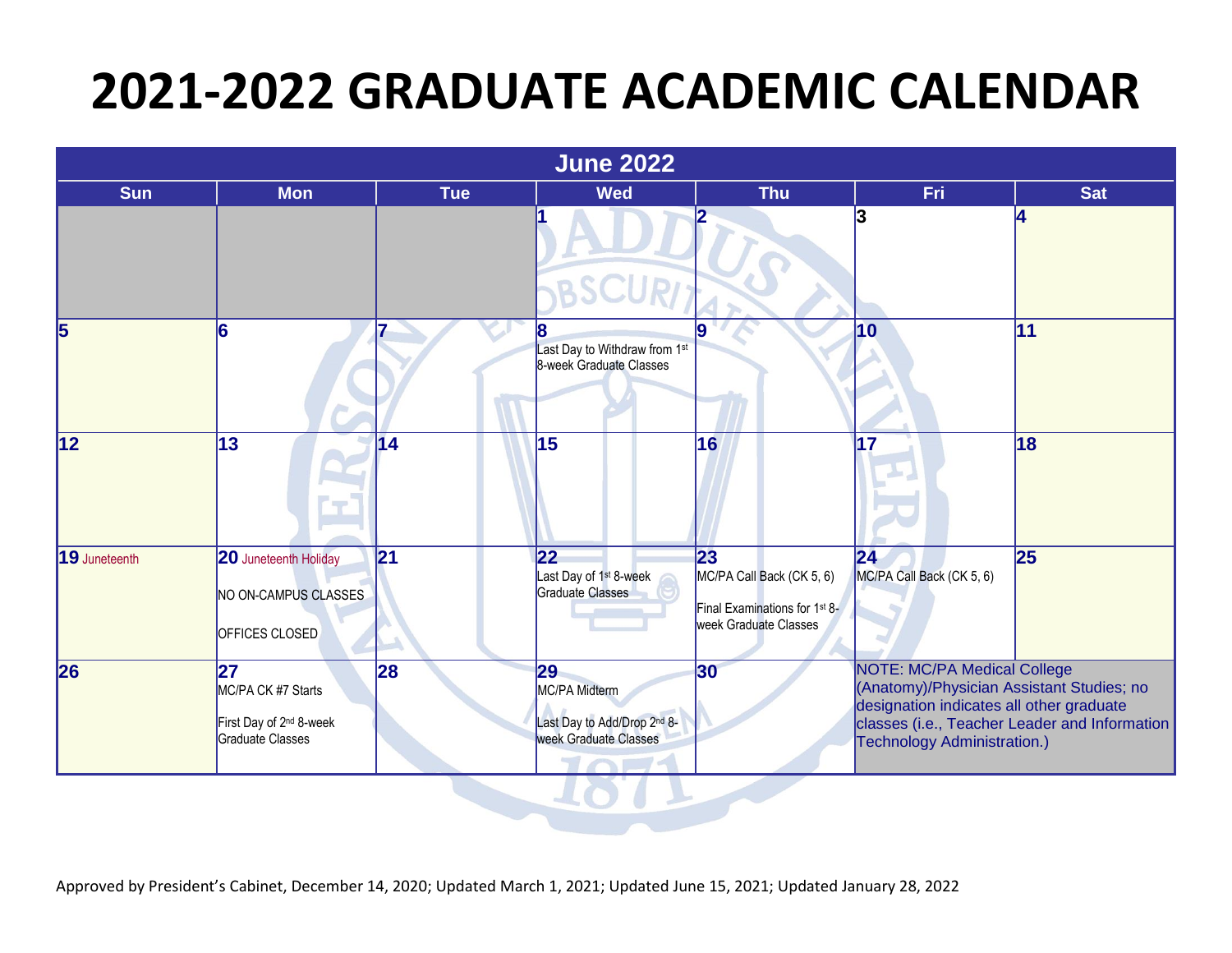# 2021-2022 GRADUATE ACADEMIC CALENDAR

| June 2022 | | | | | | |
|---|---|---|---|---|---|---|
| **Sun** | **Mon** | **Tue** | **Wed** | **Thu** | **Fri** | **Sat** |
| | | | **1** | **2** | **3** | **4** |
| **5** | **6** | **7** | **8** Last Day to Withdraw from 1st 8-week Graduate Classes | **9** | **10** | **11** |
| **12** | **13** | **14** | **15** | **16** | **17** | **18** |
| **19** Juneteenth | **20** Juneteenth Holiday<br>NO ON-CAMPUS CLASSES<br>OFFICES CLOSED | **21** | **22** Last Day of 1st 8-week Graduate Classes | **23** MC/PA Call Back (CK 5, 6)<br>Final Examinations for 1st 8-week Graduate Classes | **24** MC/PA Call Back (CK 5, 6) | **25** |
| **26** | **27** MC/PA CK #7 Starts<br>First Day of 2nd 8-week Graduate Classes | **28** | **29** MC/PA Midterm<br>Last Day to Add/Drop 2nd 8-week Graduate Classes | **30** | NOTE: MC/PA Medical College (Anatomy)/Physician Assistant Studies; no designation indicates all other graduate classes (i.e., Teacher Leader and Information Technology Administration.) | |

Approved by President's Cabinet, December 14, 2020; Updated March 1, 2021; Updated June 15, 2021; Updated January 28, 2022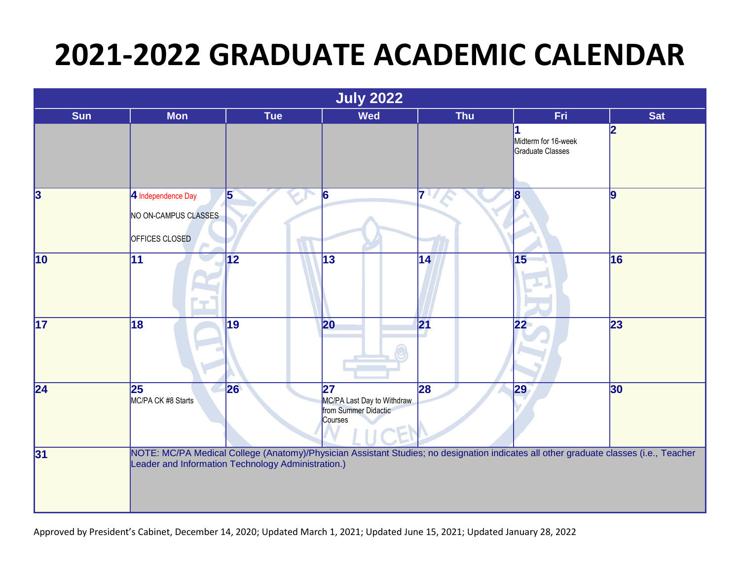# 2021-2022 GRADUATE ACADEMIC CALENDAR

| July 2022 | | | | | | |
|---|---|---|---|---|---|---|
| Sun | Mon | Tue | Wed | Thu | Fri | Sat |
| | | | | | 1 Midterm for 16-week Graduate Classes | 2 |
| 3 | 4 Independence Day NO ON-CAMPUS CLASSES OFFICES CLOSED | 5 | 6 | 7 | 8 | 9 |
| 10 | 11 | 12 | 13 | 14 | 15 | 16 |
| 17 | 18 | 19 | 20 | 21 | 22 | 23 |
| 24 | 25 MC/PA CK #8 Starts | 26 | 27 MC/PA Last Day to Withdraw from Summer Didactic Courses | 28 | 29 | 30 |
| 31 | NOTE: MC/PA Medical College (Anatomy)/Physician Assistant Studies; no designation indicates all other graduate classes (i.e., Teacher Leader and Information Technology Administration.) | | | | | |

Approved by President's Cabinet, December 14, 2020; Updated March 1, 2021; Updated June 15, 2021; Updated January 28, 2022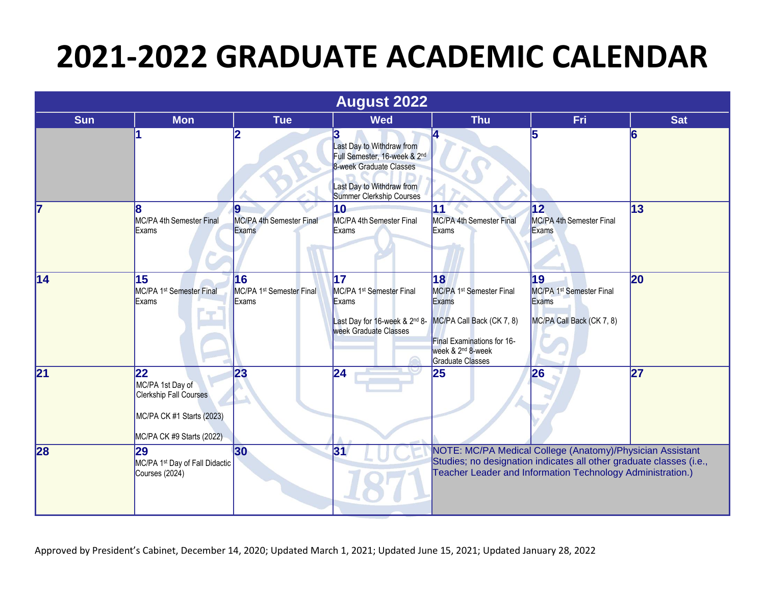# 2021-2022 GRADUATE ACADEMIC CALENDAR

## August 2022

| Sun | Mon | Tue | Wed | Thu | Fri | Sat |
|---|---|---|---|---|---|---|
| | **1** | **2** | **3** Last Day to Withdraw from Full Semester, 16-week & 2nd 8-week Graduate Classes<br><br>Last Day to Withdraw from Summer Clerkship Courses | **4** | **5** | **6** |
| **7** | **8** MC/PA 4th Semester Final Exams | **9** MC/PA 4th Semester Final Exams | **10** MC/PA 4th Semester Final Exams | **11** MC/PA 4th Semester Final Exams | **12** MC/PA 4th Semester Final Exams | **13** |
| **14** | **15** MC/PA 1st Semester Final Exams | **16** MC/PA 1st Semester Final Exams | **17** MC/PA 1st Semester Final Exams<br><br>Last Day for 16-week & 2nd 8-week Graduate Classes | **18** MC/PA 1st Semester Final Exams<br><br>MC/PA Call Back (CK 7, 8)<br><br>Final Examinations for 16-week & 2nd 8-week Graduate Classes | **19** MC/PA 1st Semester Final Exams<br><br>MC/PA Call Back (CK 7, 8) | **20** |
| **21** | **22** MC/PA 1st Day of Clerkship Fall Courses<br><br>MC/PA CK #1 Starts (2023)<br><br>MC/PA CK #9 Starts (2022) | **23** | **24** | **25** | **26** | **27** |
| **28** | **29** MC/PA 1st Day of Fall Didactic Courses (2024) | **30** | **31** | NOTE: MC/PA Medical College (Anatomy)/Physician Assistant Studies; no designation indicates all other graduate classes (i.e., Teacher Leader and Information Technology Administration.) | | |

Approved by President's Cabinet, December 14, 2020; Updated March 1, 2021; Updated June 15, 2021; Updated January 28, 2022